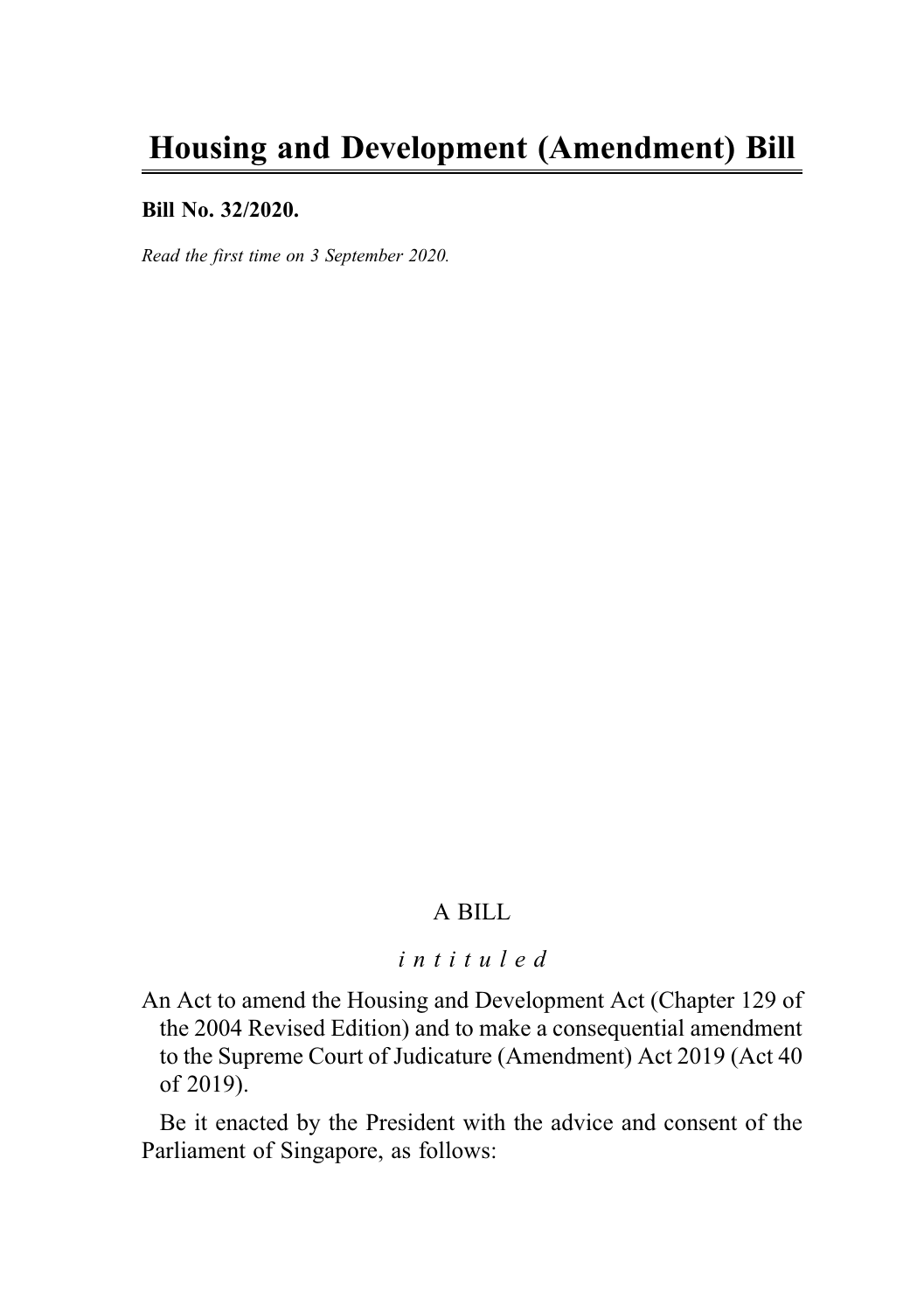# Housing and Development (Amendment) Bill

**Bill No. 32/2020.**

*Read the first time on 3 September 2020.*

A BILL

*intituled*

An Act to amend the Housing and Development Act (Chapter 129 of the 2004 Revised Edition) and to make a consequential amendment to the Supreme Court of Judicature (Amendment) Act 2019 (Act 40 of 2019).

Be it enacted by the President with the advice and consent of the Parliament of Singapore, as follows: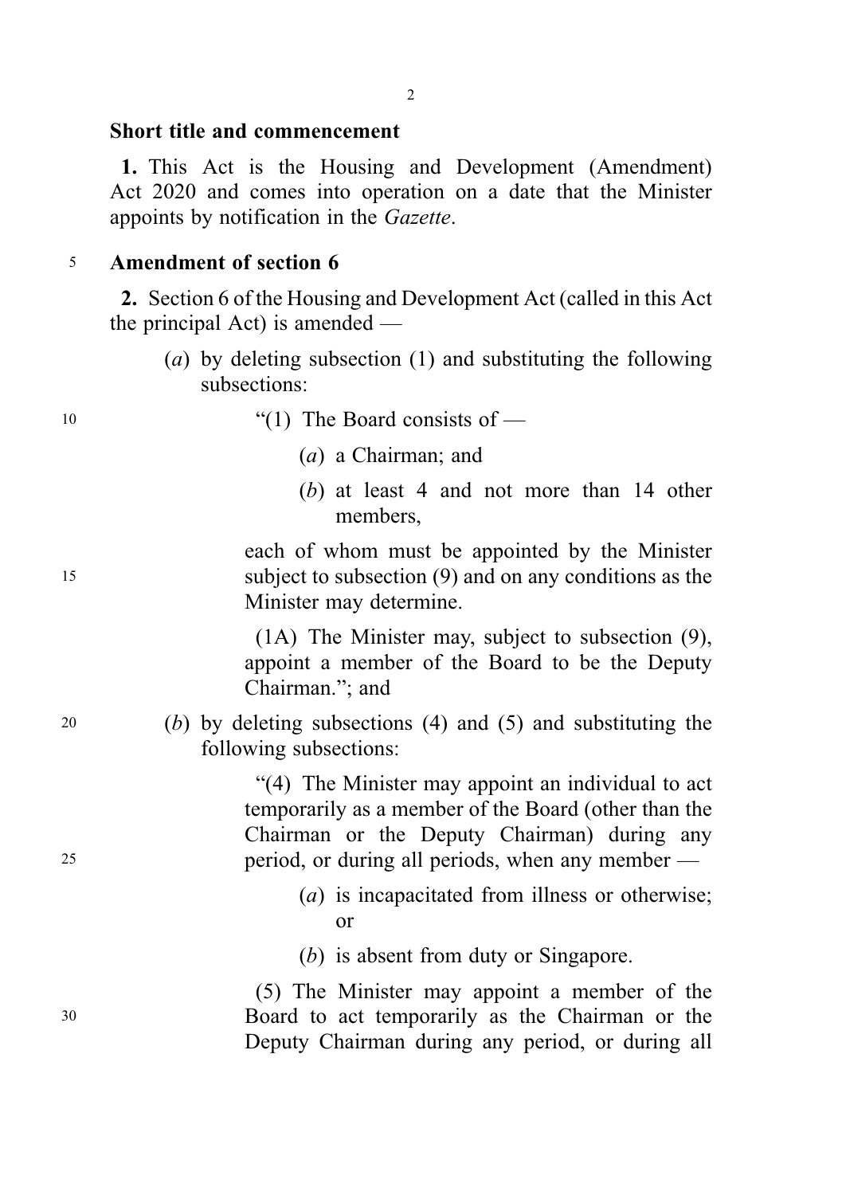**Short title and commencement**

**1.** This Act is the Housing and Development (Amendment) Act 2020 and comes into operation on a date that the Minister appoints by notification in the *Gazette*.

**Amendment of section 6**

**2.** Section 6 of the Housing and Development Act (called in this Act the principal Act) is amended —

(*a*) by deleting subsection (1) and substituting the following subsections:

> "(1) The Board consists of —
>
> (*a*) a Chairman; and
>
> (*b*) at least 4 and not more than 14 other members,
>
> each of whom must be appointed by the Minister subject to subsection (9) and on any conditions as the Minister may determine.
>
> (1A) The Minister may, subject to subsection (9), appoint a member of the Board to be the Deputy Chairman."; and

(*b*) by deleting subsections (4) and (5) and substituting the following subsections:

> "(4) The Minister may appoint an individual to act temporarily as a member of the Board (other than the Chairman or the Deputy Chairman) during any period, or during all periods, when any member —
>
> (*a*) is incapacitated from illness or otherwise; or
>
> (*b*) is absent from duty or Singapore.
>
> (5) The Minister may appoint a member of the Board to act temporarily as the Chairman or the Deputy Chairman during any period, or during all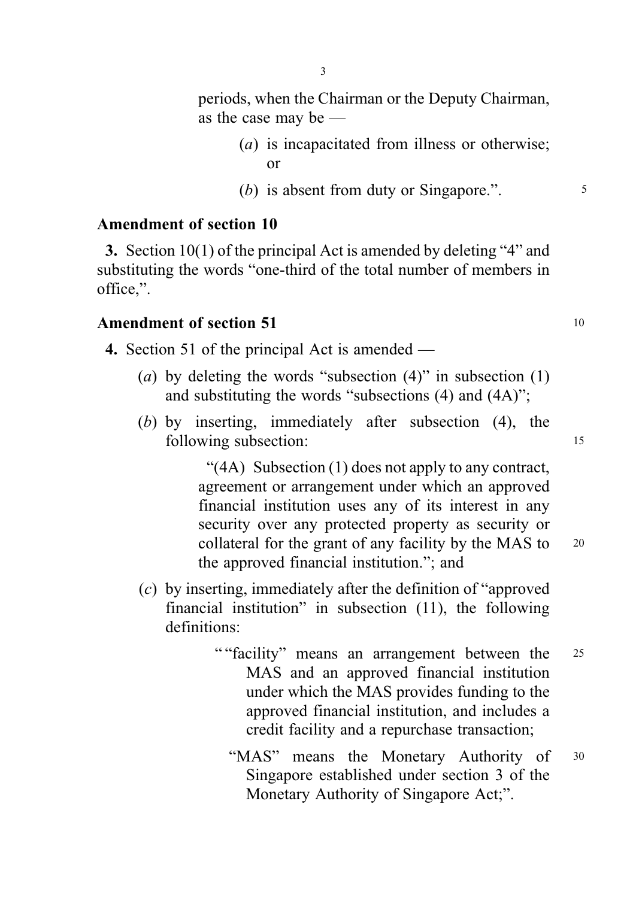periods, when the Chairman or the Deputy Chairman, as the case may be —

(*a*) is incapacitated from illness or otherwise; or

(*b*) is absent from duty or Singapore.".

**Amendment of section 10**

**3.** Section 10(1) of the principal Act is amended by deleting "4" and substituting the words "one-third of the total number of members in office,".

**Amendment of section 51**

**4.** Section 51 of the principal Act is amended —

(*a*) by deleting the words "subsection (4)" in subsection (1) and substituting the words "subsections (4) and (4A)";

(*b*) by inserting, immediately after subsection (4), the following subsection:

"(4A) Subsection (1) does not apply to any contract, agreement or arrangement under which an approved financial institution uses any of its interest in any security over any protected property as security or collateral for the grant of any facility by the MAS to the approved financial institution."; and

(*c*) by inserting, immediately after the definition of "approved financial institution" in subsection (11), the following definitions:

""facility" means an arrangement between the MAS and an approved financial institution under which the MAS provides funding to the approved financial institution, and includes a credit facility and a repurchase transaction;

"MAS" means the Monetary Authority of Singapore established under section 3 of the Monetary Authority of Singapore Act;".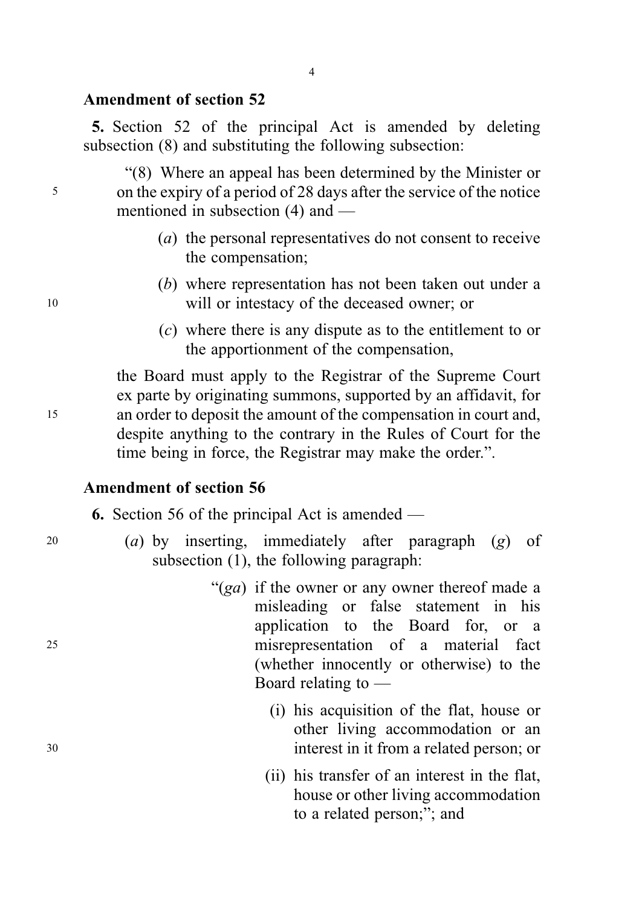### Amendment of section 52

**5.** Section 52 of the principal Act is amended by deleting subsection (8) and substituting the following subsection:

"(8) Where an appeal has been determined by the Minister or on the expiry of a period of 28 days after the service of the notice mentioned in subsection (4) and —

(*a*) the personal representatives do not consent to receive the compensation;

(*b*) where representation has not been taken out under a will or intestacy of the deceased owner; or

(*c*) where there is any dispute as to the entitlement to or the apportionment of the compensation,

the Board must apply to the Registrar of the Supreme Court ex parte by originating summons, supported by an affidavit, for an order to deposit the amount of the compensation in court and, despite anything to the contrary in the Rules of Court for the time being in force, the Registrar may make the order.".

### Amendment of section 56

**6.** Section 56 of the principal Act is amended —

(*a*) by inserting, immediately after paragraph (*g*) of subsection (1), the following paragraph:

"(*ga*) if the owner or any owner thereof made a misleading or false statement in his application to the Board for, or a misrepresentation of a material fact (whether innocently or otherwise) to the Board relating to —

(i) his acquisition of the flat, house or other living accommodation or an interest in it from a related person; or

(ii) his transfer of an interest in the flat, house or other living accommodation to a related person;"; and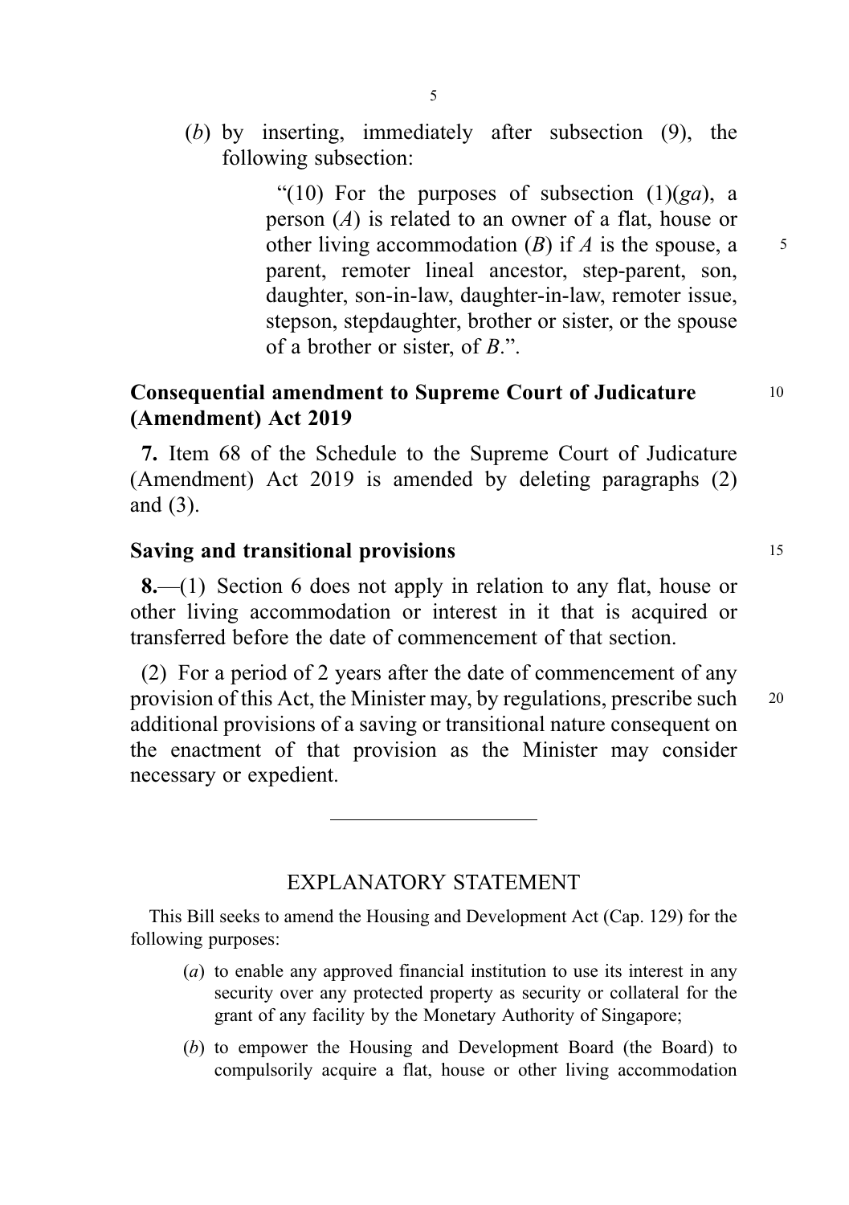(*b*) by inserting, immediately after subsection (9), the following subsection:

> "(10) For the purposes of subsection (1)(*ga*), a person (*A*) is related to an owner of a flat, house or other living accommodation (*B*) if *A* is the spouse, a parent, remoter lineal ancestor, step-parent, son, daughter, son-in-law, daughter-in-law, remoter issue, stepson, stepdaughter, brother or sister, or the spouse of a brother or sister, of *B*.".

**Consequential amendment to Supreme Court of Judicature (Amendment) Act 2019**

**7.** Item 68 of the Schedule to the Supreme Court of Judicature (Amendment) Act 2019 is amended by deleting paragraphs (2) and (3).

**Saving and transitional provisions**

**8.**—(1) Section 6 does not apply in relation to any flat, house or other living accommodation or interest in it that is acquired or transferred before the date of commencement of that section.

(2) For a period of 2 years after the date of commencement of any provision of this Act, the Minister may, by regulations, prescribe such additional provisions of a saving or transitional nature consequent on the enactment of that provision as the Minister may consider necessary or expedient.

---

## EXPLANATORY STATEMENT

This Bill seeks to amend the Housing and Development Act (Cap. 129) for the following purposes:

(*a*) to enable any approved financial institution to use its interest in any security over any protected property as security or collateral for the grant of any facility by the Monetary Authority of Singapore;

(*b*) to empower the Housing and Development Board (the Board) to compulsorily acquire a flat, house or other living accommodation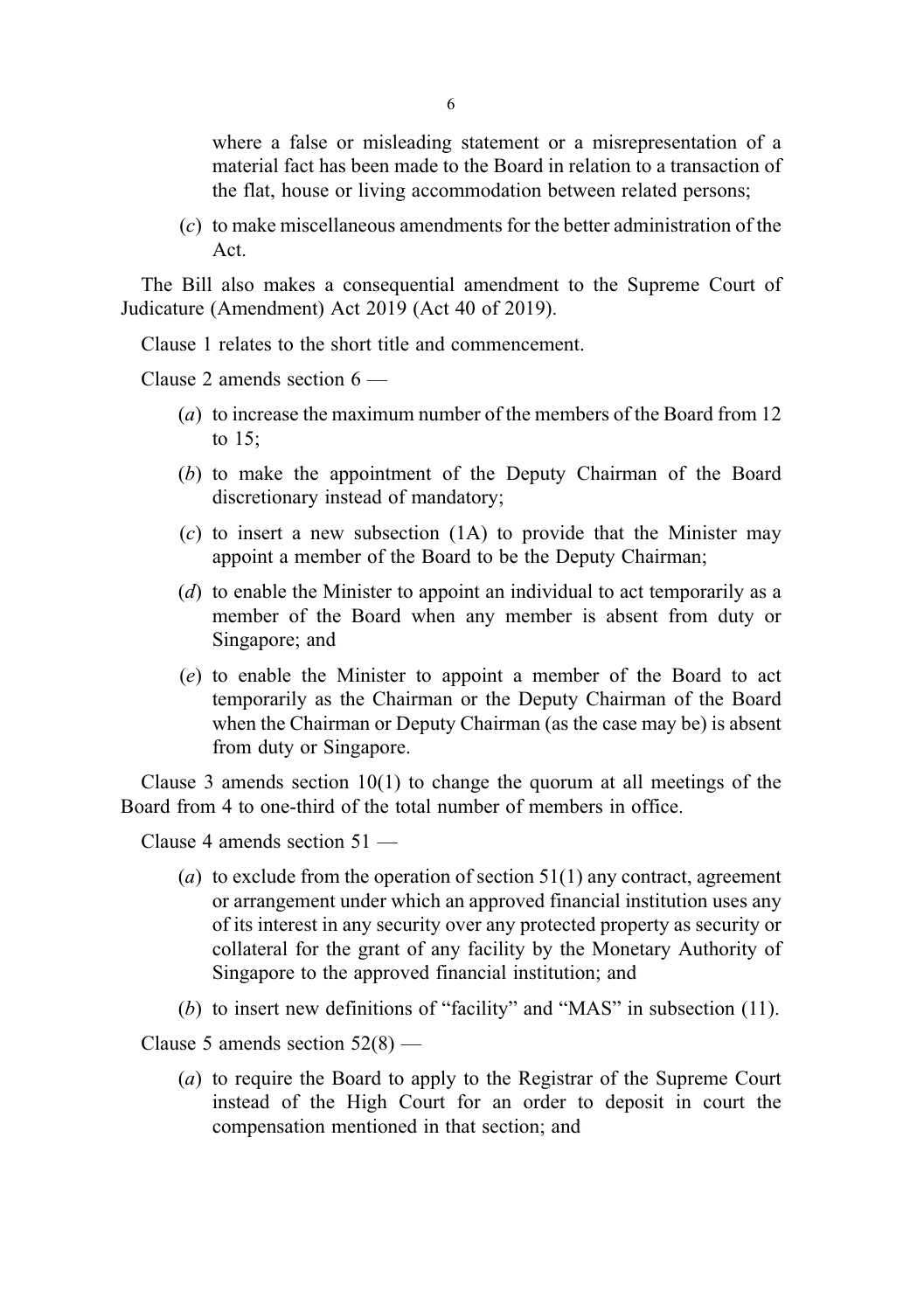where a false or misleading statement or a misrepresentation of a material fact has been made to the Board in relation to a transaction of the flat, house or living accommodation between related persons;

(*c*) to make miscellaneous amendments for the better administration of the Act.

The Bill also makes a consequential amendment to the Supreme Court of Judicature (Amendment) Act 2019 (Act 40 of 2019).

Clause 1 relates to the short title and commencement.

Clause 2 amends section 6 —

(*a*) to increase the maximum number of the members of the Board from 12 to 15;

(*b*) to make the appointment of the Deputy Chairman of the Board discretionary instead of mandatory;

(*c*) to insert a new subsection (1A) to provide that the Minister may appoint a member of the Board to be the Deputy Chairman;

(*d*) to enable the Minister to appoint an individual to act temporarily as a member of the Board when any member is absent from duty or Singapore; and

(*e*) to enable the Minister to appoint a member of the Board to act temporarily as the Chairman or the Deputy Chairman of the Board when the Chairman or Deputy Chairman (as the case may be) is absent from duty or Singapore.

Clause 3 amends section 10(1) to change the quorum at all meetings of the Board from 4 to one-third of the total number of members in office.

Clause 4 amends section 51 —

(*a*) to exclude from the operation of section 51(1) any contract, agreement or arrangement under which an approved financial institution uses any of its interest in any security over any protected property as security or collateral for the grant of any facility by the Monetary Authority of Singapore to the approved financial institution; and

(*b*) to insert new definitions of "facility" and "MAS" in subsection (11).

Clause 5 amends section 52(8) —

(*a*) to require the Board to apply to the Registrar of the Supreme Court instead of the High Court for an order to deposit in court the compensation mentioned in that section; and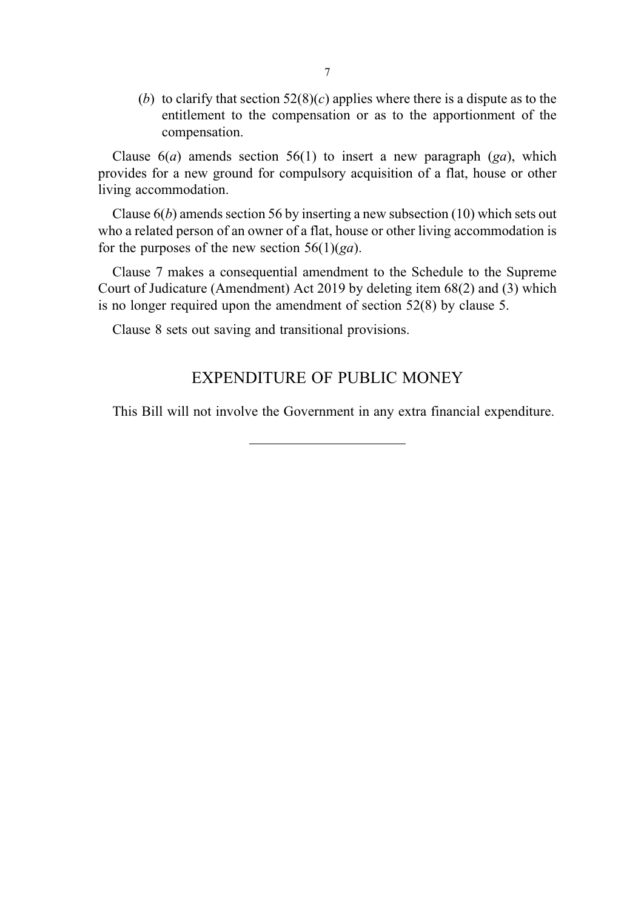(*b*) to clarify that section 52(8)(*c*) applies where there is a dispute as to the entitlement to the compensation or as to the apportionment of the compensation.

Clause 6(*a*) amends section 56(1) to insert a new paragraph (*ga*), which provides for a new ground for compulsory acquisition of a flat, house or other living accommodation.

Clause 6(*b*) amends section 56 by inserting a new subsection (10) which sets out who a related person of an owner of a flat, house or other living accommodation is for the purposes of the new section 56(1)(*ga*).

Clause 7 makes a consequential amendment to the Schedule to the Supreme Court of Judicature (Amendment) Act 2019 by deleting item 68(2) and (3) which is no longer required upon the amendment of section 52(8) by clause 5.

Clause 8 sets out saving and transitional provisions.

## EXPENDITURE OF PUBLIC MONEY

This Bill will not involve the Government in any extra financial expenditure.